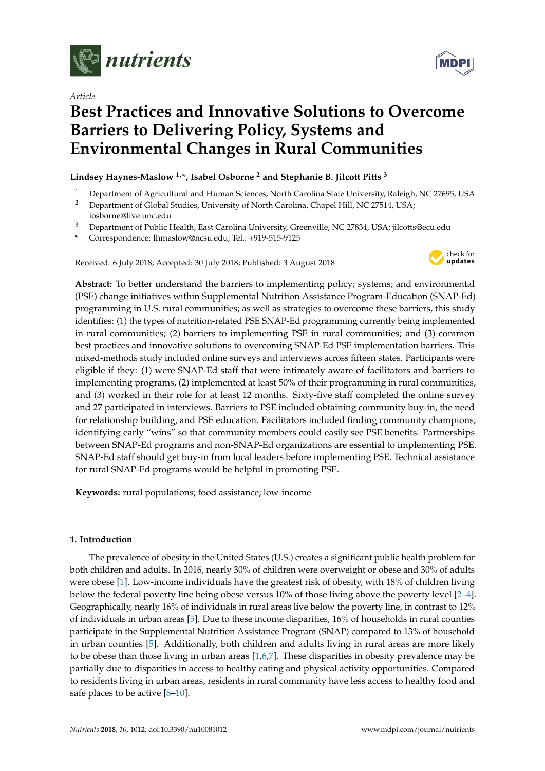*Article*

# Best Practices and Innovative Solutions to Overcome Barriers to Delivering Policy, Systems and Environmental Changes in Rural Communities

**Lindsey Haynes-Maslow [1,*], Isabel Osborne [2] and Stephanie B. Jilcott Pitts [3]**

1. Department of Agricultural and Human Sciences, North Carolina State University, Raleigh, NC 27695, USA
2. Department of Global Studies, University of North Carolina, Chapel Hill, NC 27514, USA; iosborne@live.unc.edu
3. Department of Public Health, East Carolina University, Greenville, NC 27834, USA; jilcotts@ecu.edu

\* Correspondence: lhmaslow@ncsu.edu; Tel.: +919-515-9125

Received: 6 July 2018; Accepted: 30 July 2018; Published: 3 August 2018

**Abstract:** To better understand the barriers to implementing policy; systems; and environmental (PSE) change initiatives within Supplemental Nutrition Assistance Program-Education (SNAP-Ed) programming in U.S. rural communities; as well as strategies to overcome these barriers, this study identifies: (1) the types of nutrition-related PSE SNAP-Ed programming currently being implemented in rural communities; (2) barriers to implementing PSE in rural communities; and (3) common best practices and innovative solutions to overcoming SNAP-Ed PSE implementation barriers. This mixed-methods study included online surveys and interviews across fifteen states. Participants were eligible if they: (1) were SNAP-Ed staff that were intimately aware of facilitators and barriers to implementing programs, (2) implemented at least 50% of their programming in rural communities, and (3) worked in their role for at least 12 months. Sixty-five staff completed the online survey and 27 participated in interviews. Barriers to PSE included obtaining community buy-in, the need for relationship building, and PSE education. Facilitators included finding community champions; identifying early "wins" so that community members could easily see PSE benefits. Partnerships between SNAP-Ed programs and non-SNAP-Ed organizations are essential to implementing PSE. SNAP-Ed staff should get buy-in from local leaders before implementing PSE. Technical assistance for rural SNAP-Ed programs would be helpful in promoting PSE.

**Keywords:** rural populations; food assistance; low-income

## 1. Introduction

The prevalence of obesity in the United States (U.S.) creates a significant public health problem for both children and adults. In 2016, nearly 30% of children were overweight or obese and 30% of adults were obese [1]. Low-income individuals have the greatest risk of obesity, with 18% of children living below the federal poverty line being obese versus 10% of those living above the poverty level [2–4]. Geographically, nearly 16% of individuals in rural areas live below the poverty line, in contrast to 12% of individuals in urban areas [5]. Due to these income disparities, 16% of households in rural counties participate in the Supplemental Nutrition Assistance Program (SNAP) compared to 13% of household in urban counties [5]. Additionally, both children and adults living in rural areas are more likely to be obese than those living in urban areas [1,6,7]. These disparities in obesity prevalence may be partially due to disparities in access to healthy eating and physical activity opportunities. Compared to residents living in urban areas, residents in rural community have less access to healthy food and safe places to be active [8–10].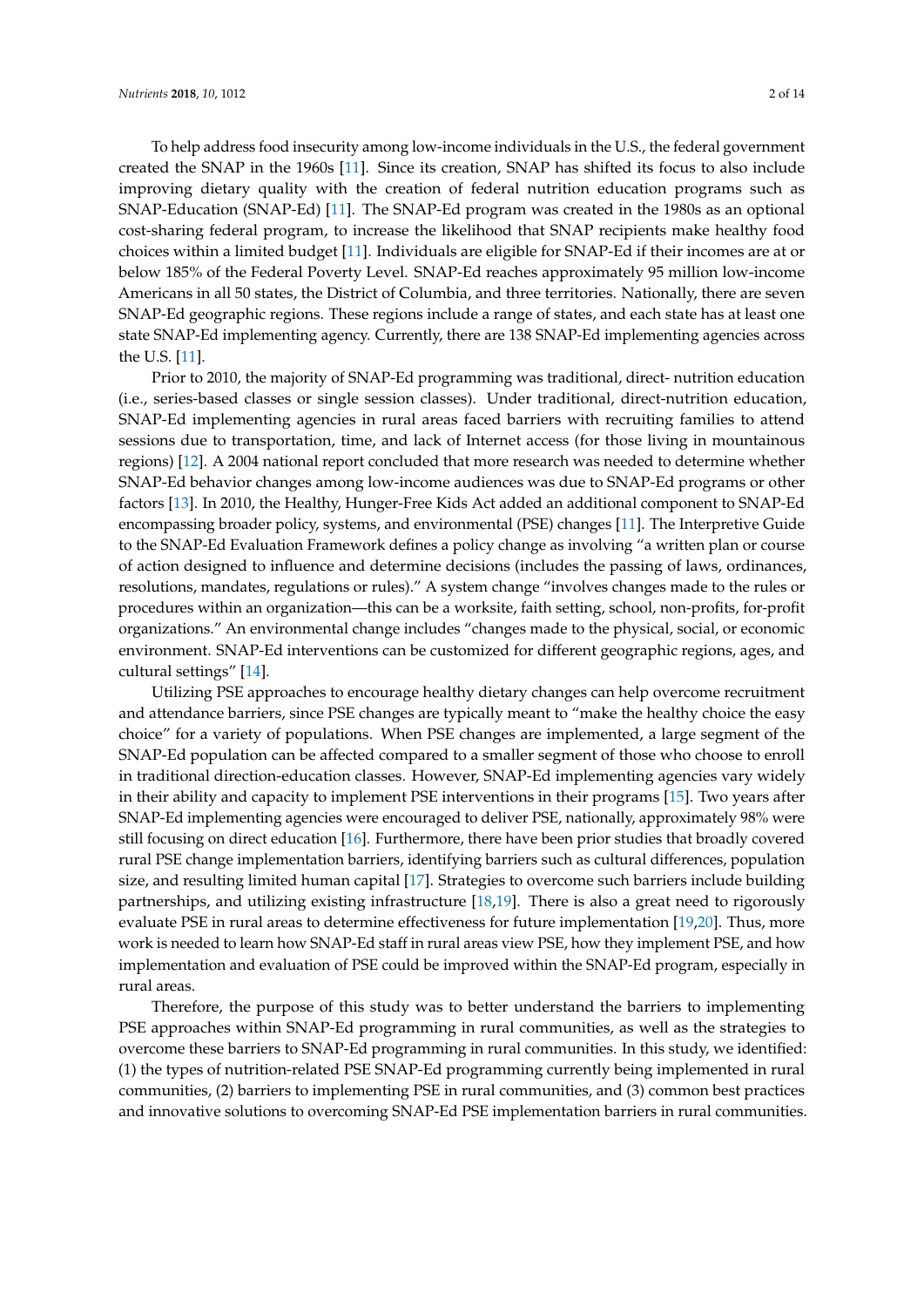To help address food insecurity among low-income individuals in the U.S., the federal government created the SNAP in the 1960s [11]. Since its creation, SNAP has shifted its focus to also include improving dietary quality with the creation of federal nutrition education programs such as SNAP-Education (SNAP-Ed) [11]. The SNAP-Ed program was created in the 1980s as an optional cost-sharing federal program, to increase the likelihood that SNAP recipients make healthy food choices within a limited budget [11]. Individuals are eligible for SNAP-Ed if their incomes are at or below 185% of the Federal Poverty Level. SNAP-Ed reaches approximately 95 million low-income Americans in all 50 states, the District of Columbia, and three territories. Nationally, there are seven SNAP-Ed geographic regions. These regions include a range of states, and each state has at least one state SNAP-Ed implementing agency. Currently, there are 138 SNAP-Ed implementing agencies across the U.S. [11].

Prior to 2010, the majority of SNAP-Ed programming was traditional, direct- nutrition education (i.e., series-based classes or single session classes). Under traditional, direct-nutrition education, SNAP-Ed implementing agencies in rural areas faced barriers with recruiting families to attend sessions due to transportation, time, and lack of Internet access (for those living in mountainous regions) [12]. A 2004 national report concluded that more research was needed to determine whether SNAP-Ed behavior changes among low-income audiences was due to SNAP-Ed programs or other factors [13]. In 2010, the Healthy, Hunger-Free Kids Act added an additional component to SNAP-Ed encompassing broader policy, systems, and environmental (PSE) changes [11]. The Interpretive Guide to the SNAP-Ed Evaluation Framework defines a policy change as involving "a written plan or course of action designed to influence and determine decisions (includes the passing of laws, ordinances, resolutions, mandates, regulations or rules)." A system change "involves changes made to the rules or procedures within an organization—this can be a worksite, faith setting, school, non-profits, for-profit organizations." An environmental change includes "changes made to the physical, social, or economic environment. SNAP-Ed interventions can be customized for different geographic regions, ages, and cultural settings" [14].

Utilizing PSE approaches to encourage healthy dietary changes can help overcome recruitment and attendance barriers, since PSE changes are typically meant to "make the healthy choice the easy choice" for a variety of populations. When PSE changes are implemented, a large segment of the SNAP-Ed population can be affected compared to a smaller segment of those who choose to enroll in traditional direction-education classes. However, SNAP-Ed implementing agencies vary widely in their ability and capacity to implement PSE interventions in their programs [15]. Two years after SNAP-Ed implementing agencies were encouraged to deliver PSE, nationally, approximately 98% were still focusing on direct education [16]. Furthermore, there have been prior studies that broadly covered rural PSE change implementation barriers, identifying barriers such as cultural differences, population size, and resulting limited human capital [17]. Strategies to overcome such barriers include building partnerships, and utilizing existing infrastructure [18,19]. There is also a great need to rigorously evaluate PSE in rural areas to determine effectiveness for future implementation [19,20]. Thus, more work is needed to learn how SNAP-Ed staff in rural areas view PSE, how they implement PSE, and how implementation and evaluation of PSE could be improved within the SNAP-Ed program, especially in rural areas.

Therefore, the purpose of this study was to better understand the barriers to implementing PSE approaches within SNAP-Ed programming in rural communities, as well as the strategies to overcome these barriers to SNAP-Ed programming in rural communities. In this study, we identified: (1) the types of nutrition-related PSE SNAP-Ed programming currently being implemented in rural communities, (2) barriers to implementing PSE in rural communities, and (3) common best practices and innovative solutions to overcoming SNAP-Ed PSE implementation barriers in rural communities.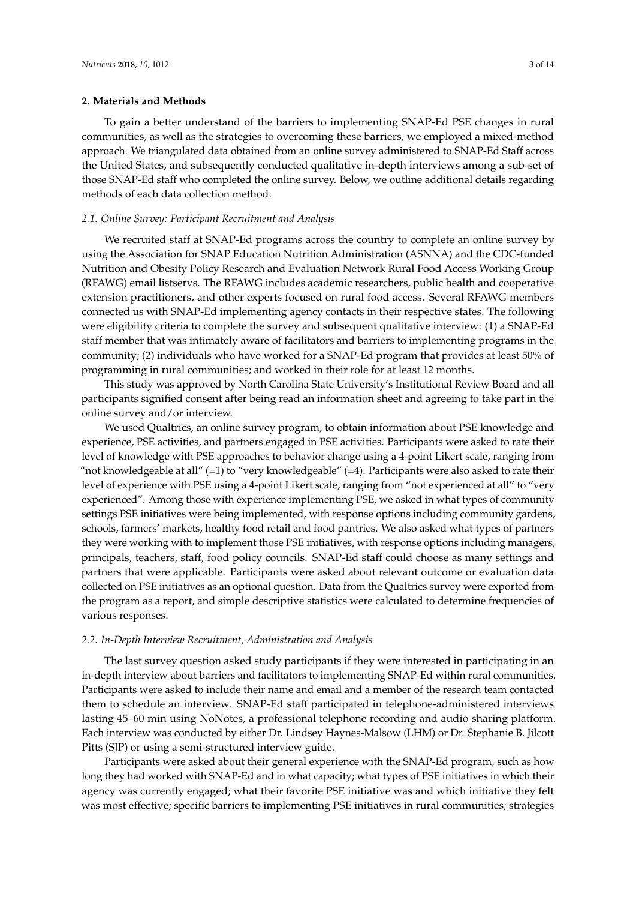## 2. Materials and Methods

To gain a better understand of the barriers to implementing SNAP-Ed PSE changes in rural communities, as well as the strategies to overcoming these barriers, we employed a mixed-method approach. We triangulated data obtained from an online survey administered to SNAP-Ed Staff across the United States, and subsequently conducted qualitative in-depth interviews among a sub-set of those SNAP-Ed staff who completed the online survey. Below, we outline additional details regarding methods of each data collection method.

### *2.1. Online Survey: Participant Recruitment and Analysis*

We recruited staff at SNAP-Ed programs across the country to complete an online survey by using the Association for SNAP Education Nutrition Administration (ASNNA) and the CDC-funded Nutrition and Obesity Policy Research and Evaluation Network Rural Food Access Working Group (RFAWG) email listservs. The RFAWG includes academic researchers, public health and cooperative extension practitioners, and other experts focused on rural food access. Several RFAWG members connected us with SNAP-Ed implementing agency contacts in their respective states. The following were eligibility criteria to complete the survey and subsequent qualitative interview: (1) a SNAP-Ed staff member that was intimately aware of facilitators and barriers to implementing programs in the community; (2) individuals who have worked for a SNAP-Ed program that provides at least 50% of programming in rural communities; and worked in their role for at least 12 months.

This study was approved by North Carolina State University's Institutional Review Board and all participants signified consent after being read an information sheet and agreeing to take part in the online survey and/or interview.

We used Qualtrics, an online survey program, to obtain information about PSE knowledge and experience, PSE activities, and partners engaged in PSE activities. Participants were asked to rate their level of knowledge with PSE approaches to behavior change using a 4-point Likert scale, ranging from "not knowledgeable at all" (=1) to "very knowledgeable" (=4). Participants were also asked to rate their level of experience with PSE using a 4-point Likert scale, ranging from "not experienced at all" to "very experienced". Among those with experience implementing PSE, we asked in what types of community settings PSE initiatives were being implemented, with response options including community gardens, schools, farmers' markets, healthy food retail and food pantries. We also asked what types of partners they were working with to implement those PSE initiatives, with response options including managers, principals, teachers, staff, food policy councils. SNAP-Ed staff could choose as many settings and partners that were applicable. Participants were asked about relevant outcome or evaluation data collected on PSE initiatives as an optional question. Data from the Qualtrics survey were exported from the program as a report, and simple descriptive statistics were calculated to determine frequencies of various responses.

### *2.2. In-Depth Interview Recruitment, Administration and Analysis*

The last survey question asked study participants if they were interested in participating in an in-depth interview about barriers and facilitators to implementing SNAP-Ed within rural communities. Participants were asked to include their name and email and a member of the research team contacted them to schedule an interview. SNAP-Ed staff participated in telephone-administered interviews lasting 45–60 min using NoNotes, a professional telephone recording and audio sharing platform. Each interview was conducted by either Dr. Lindsey Haynes-Malsow (LHM) or Dr. Stephanie B. Jilcott Pitts (SJP) or using a semi-structured interview guide.

Participants were asked about their general experience with the SNAP-Ed program, such as how long they had worked with SNAP-Ed and in what capacity; what types of PSE initiatives in which their agency was currently engaged; what their favorite PSE initiative was and which initiative they felt was most effective; specific barriers to implementing PSE initiatives in rural communities; strategies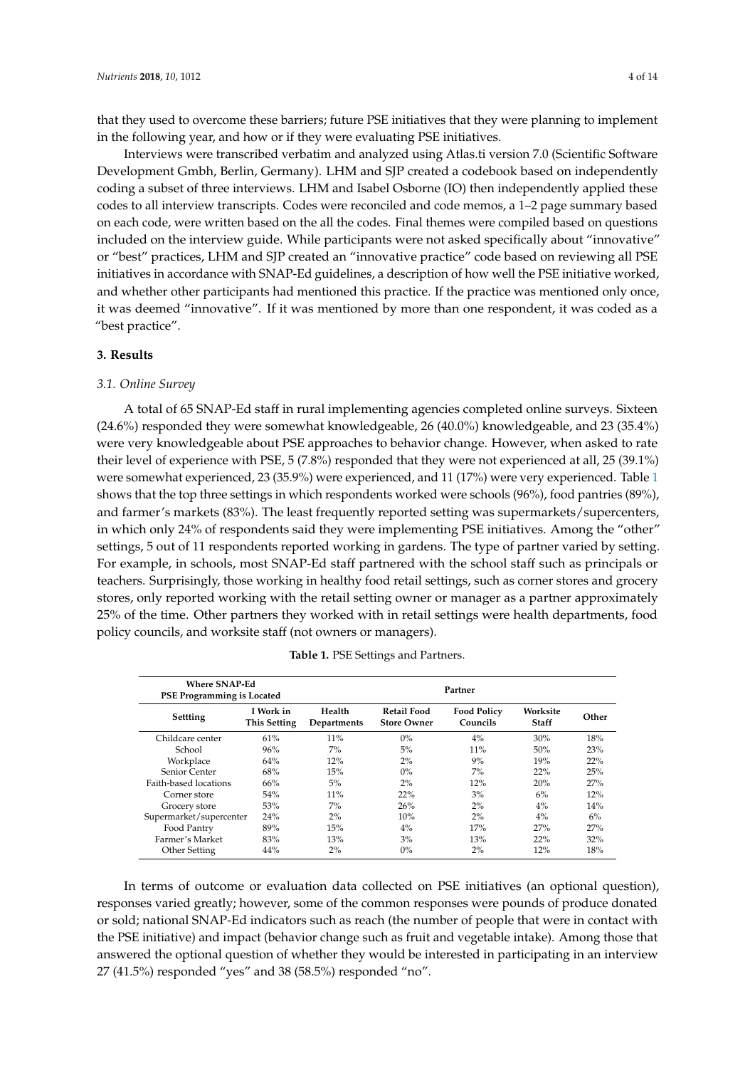that they used to overcome these barriers; future PSE initiatives that they were planning to implement in the following year, and how or if they were evaluating PSE initiatives.

Interviews were transcribed verbatim and analyzed using Atlas.ti version 7.0 (Scientific Software Development Gmbh, Berlin, Germany). LHM and SJP created a codebook based on independently coding a subset of three interviews. LHM and Isabel Osborne (IO) then independently applied these codes to all interview transcripts. Codes were reconciled and code memos, a 1–2 page summary based on each code, were written based on the all the codes. Final themes were compiled based on questions included on the interview guide. While participants were not asked specifically about "innovative" or "best" practices, LHM and SJP created an "innovative practice" code based on reviewing all PSE initiatives in accordance with SNAP-Ed guidelines, a description of how well the PSE initiative worked, and whether other participants had mentioned this practice. If the practice was mentioned only once, it was deemed "innovative". If it was mentioned by more than one respondent, it was coded as a "best practice".

## 3. Results

### 3.1. Online Survey

A total of 65 SNAP-Ed staff in rural implementing agencies completed online surveys. Sixteen (24.6%) responded they were somewhat knowledgeable, 26 (40.0%) knowledgeable, and 23 (35.4%) were very knowledgeable about PSE approaches to behavior change. However, when asked to rate their level of experience with PSE, 5 (7.8%) responded that they were not experienced at all, 25 (39.1%) were somewhat experienced, 23 (35.9%) were experienced, and 11 (17%) were very experienced. Table 1 shows that the top three settings in which respondents worked were schools (96%), food pantries (89%), and farmer's markets (83%). The least frequently reported setting was supermarkets/supercenters, in which only 24% of respondents said they were implementing PSE initiatives. Among the "other" settings, 5 out of 11 respondents reported working in gardens. The type of partner varied by setting. For example, in schools, most SNAP-Ed staff partnered with the school staff such as principals or teachers. Surprisingly, those working in healthy food retail settings, such as corner stores and grocery stores, only reported working with the retail setting owner or manager as a partner approximately 25% of the time. Other partners they worked with in retail settings were health departments, food policy councils, and worksite staff (not owners or managers).

**Table 1.** PSE Settings and Partners.

| Where SNAP-Ed PSE Programming is Located | | Partner | | | | |
|---|---|---|---|---|---|---|
| **Settting** | **I Work in This Setting** | **Health Departments** | **Retail Food Store Owner** | **Food Policy Councils** | **Worksite Staff** | **Other** |
| Childcare center | 61% | 11% | 0% | 4% | 30% | 18% |
| School | 96% | 7% | 5% | 11% | 50% | 23% |
| Workplace | 64% | 12% | 2% | 9% | 19% | 22% |
| Senior Center | 68% | 15% | 0% | 7% | 22% | 25% |
| Faith-based locations | 66% | 5% | 2% | 12% | 20% | 27% |
| Corner store | 54% | 11% | 22% | 3% | 6% | 12% |
| Grocery store | 53% | 7% | 26% | 2% | 4% | 14% |
| Supermarket/supercenter | 24% | 2% | 10% | 2% | 4% | 6% |
| Food Pantry | 89% | 15% | 4% | 17% | 27% | 27% |
| Farmer's Market | 83% | 13% | 3% | 13% | 22% | 32% |
| Other Setting | 44% | 2% | 0% | 2% | 12% | 18% |

In terms of outcome or evaluation data collected on PSE initiatives (an optional question), responses varied greatly; however, some of the common responses were pounds of produce donated or sold; national SNAP-Ed indicators such as reach (the number of people that were in contact with the PSE initiative) and impact (behavior change such as fruit and vegetable intake). Among those that answered the optional question of whether they would be interested in participating in an interview 27 (41.5%) responded "yes" and 38 (58.5%) responded "no".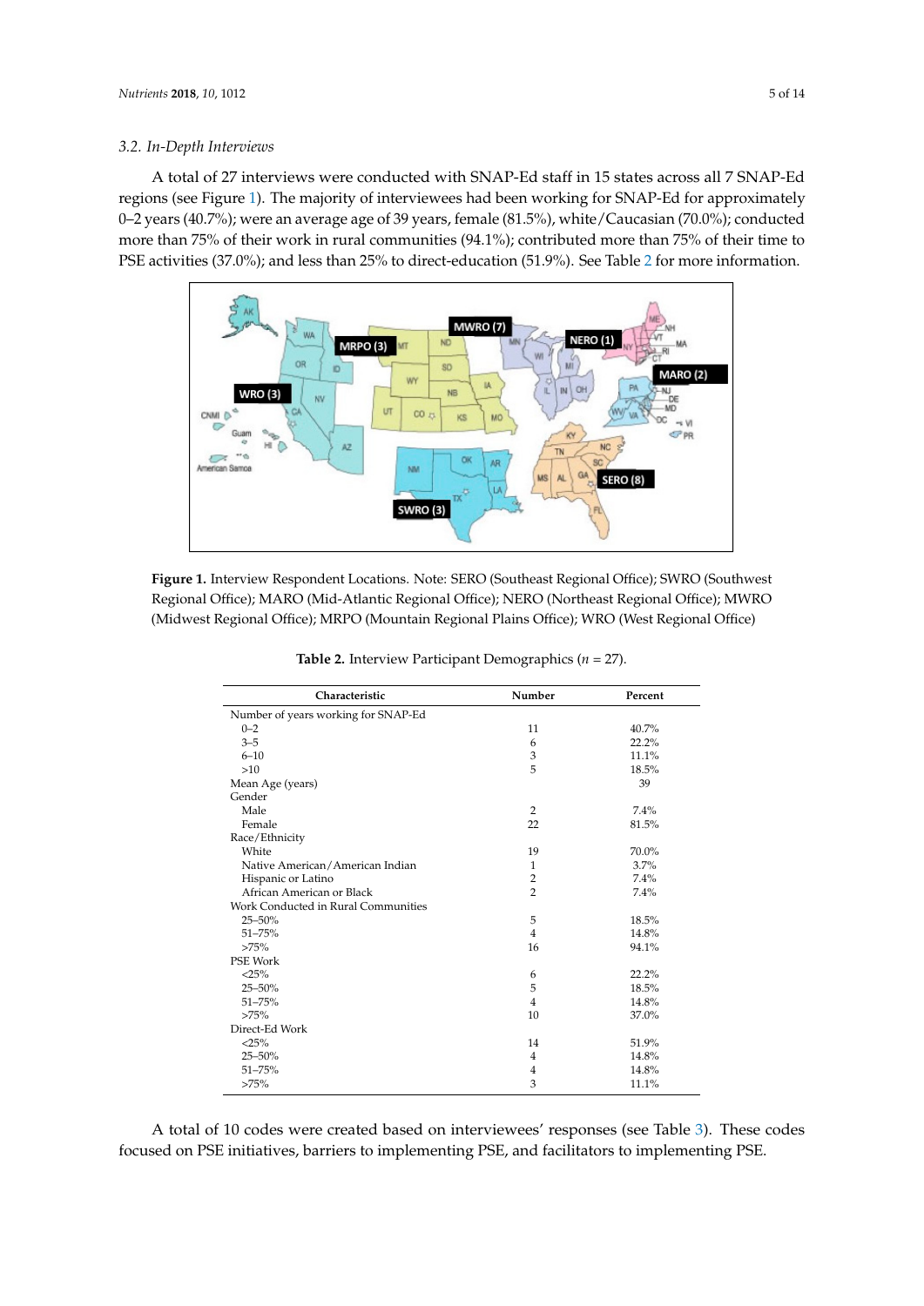### 3.2. In-Depth Interviews

A total of 27 interviews were conducted with SNAP-Ed staff in 15 states across all 7 SNAP-Ed regions (see Figure 1). The majority of interviewees had been working for SNAP-Ed for approximately 0–2 years (40.7%); were an average age of 39 years, female (81.5%), white/Caucasian (70.0%); conducted more than 75% of their work in rural communities (94.1%); contributed more than 75% of their time to PSE activities (37.0%); and less than 25% to direct-education (51.9%). See Table 2 for more information.

MWRO (7)
NERO (1)
MRPO (3)
MARO (2)
WRO (3)
SERO (8)
SWRO (3)

AK WA OR ID MT ND SD WY NB UT CO KS NV CA AZ NM OK TX AR LA MN WI MI IA MO IL IN OH KY TN MS AL GA SC NC FL PA NJ DE MD DC VA WV NY ME NH VT MA RI CT VI PR CNMI Guam HI American Samoa

**Figure 1.** Interview Respondent Locations. Note: SERO (Southeast Regional Office); SWRO (Southwest Regional Office); MARO (Mid-Atlantic Regional Office); NERO (Northeast Regional Office); MWRO (Midwest Regional Office); MRPO (Mountain Regional Plains Office); WRO (West Regional Office)

**Table 2.** Interview Participant Demographics (*n* = 27).

| Characteristic | Number | Percent |
|---|---|---|
| Number of years working for SNAP-Ed | | |
| 0–2 | 11 | 40.7% |
| 3–5 | 6 | 22.2% |
| 6–10 | 3 | 11.1% |
| >10 | 5 | 18.5% |
| Mean Age (years) | | 39 |
| Gender | | |
| Male | 2 | 7.4% |
| Female | 22 | 81.5% |
| Race/Ethnicity | | |
| White | 19 | 70.0% |
| Native American/American Indian | 1 | 3.7% |
| Hispanic or Latino | 2 | 7.4% |
| African American or Black | 2 | 7.4% |
| Work Conducted in Rural Communities | | |
| 25–50% | 5 | 18.5% |
| 51–75% | 4 | 14.8% |
| >75% | 16 | 94.1% |
| PSE Work | | |
| <25% | 6 | 22.2% |
| 25–50% | 5 | 18.5% |
| 51–75% | 4 | 14.8% |
| >75% | 10 | 37.0% |
| Direct-Ed Work | | |
| <25% | 14 | 51.9% |
| 25–50% | 4 | 14.8% |
| 51–75% | 4 | 14.8% |
| >75% | 3 | 11.1% |

A total of 10 codes were created based on interviewees' responses (see Table 3). These codes focused on PSE initiatives, barriers to implementing PSE, and facilitators to implementing PSE.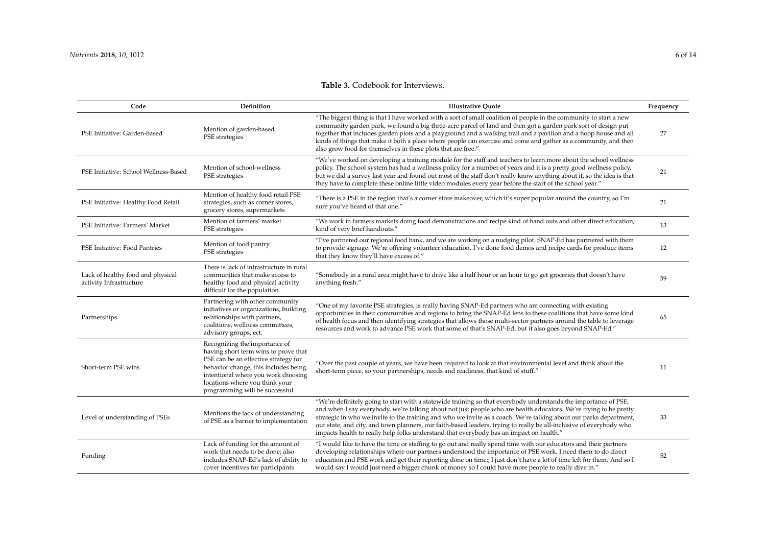**Table 3.** Codebook for Interviews.

| Code | Definition | Illustrative Quote | Frequency |
|---|---|---|---|
| PSE Initiative: Garden-based | Mention of garden-based PSE strategies | "The biggest thing is that I have worked with a sort of small coalition of people in the community to start a new community garden park, we found a big three-acre parcel of land and then got a garden park sort of design put together that includes garden plots and a playground and a walking trail and a pavilion and a hoop house and all kinds of things that make it both a place where people can exercise and come and gather as a community, and then also grow food for themselves in these plots that are free." | 27 |
| PSE Initiative: School Wellness-Based | Mention of school-wellness PSE strategies | "We've worked on developing a training module for the staff and teachers to learn more about the school wellness policy. The school system has had a wellness policy for a number of years and it is a pretty good wellness policy, but we did a survey last year and found out most of the staff don't really know anything about it, so the idea is that they have to complete these online little video modules every year before the start of the school year." | 21 |
| PSE Initiative: Healthy Food Retail | Mention of healthy food retail PSE strategies, such as corner stores, grocery stores, supermarkets | "There is a PSE in the region that's a corner store makeover, which it's super popular around the country, so I'm sure you've heard of that one." | 21 |
| PSE Initiative: Farmers' Market | Mention of farmers' market PSE strategies | "We work in farmers markets doing food demonstrations and recipe kind of hand outs and other direct education, kind of very brief handouts." | 13 |
| PSE Initiative: Food Pantries | Mention of food pantry PSE strategies | "I've partnered our regional food bank, and we are working on a nudging pilot. SNAP-Ed has partnered with them to provide signage. We're offering volunteer education. I've done food demos and recipe cards for produce items that they know they'll have excess of." | 12 |
| Lack of healthy food and physical activity Infrastructure | There is lack of infrastructure in rural communities that make access to healthy food and physical activity difficult for the population. | "Somebody in a rural area might have to drive like a half hour or an hour to go get groceries that doesn't have anything fresh." | 59 |
| Partnerships | Partnering with other community initiatives or organizations, building relationships with partners, coalitions, wellness committees, advisory groups, ect. | "One of my favorite PSE strategies, is really having SNAP-Ed partners who are connecting with existing opportunities in their communities and regions to bring the SNAP-Ed lens to these coalitions that have some kind of health focus and then identifying strategies that allows those multi-sector partners around the table to leverage resources and work to advance PSE work that some of that's SNAP-Ed, but it also goes beyond SNAP-Ed." | 65 |
| Short-term PSE wins | Recognizing the importance of having short term wins to prove that PSE can be an effective strategy for behavior change, this includes being intentional where you work choosing locations where you think your programming will be successful. | "Over the past couple of years, we have been required to look at that environmental level and think about the short-term piece, so your partnerships, needs and readiness, that kind of stuff." | 11 |
| Level of understanding of PSEs | Mentions the lack of understanding of PSE as a barrier to implementation | "We're definitely going to start with a statewide training so that everybody understands the importance of PSE, and when I say everybody, we're talking about not just people who are health educators. We're trying to be pretty strategic in who we invite to the training and who we invite as a coach. We're talking about our parks department, our state, and city, and town planners, our faith-based leaders, trying to really be all-inclusive of everybody who impacts health to really help folks understand that everybody has an impact on health." | 33 |
| Funding | Lack of funding for the amount of work that needs to be done; also includes SNAP-Ed's lack of ability to cover incentives for participants | "I would like to have the time or staffing to go out and really spend time with our educators and their partners developing relationships where our partners understood the importance of PSE work. I need them to do direct education and PSE work and get their reporting done on time;, I just don't have a lot of time left for them. And so I would say I would just need a bigger chunk of money so I could have more people to really dive in." | 52 |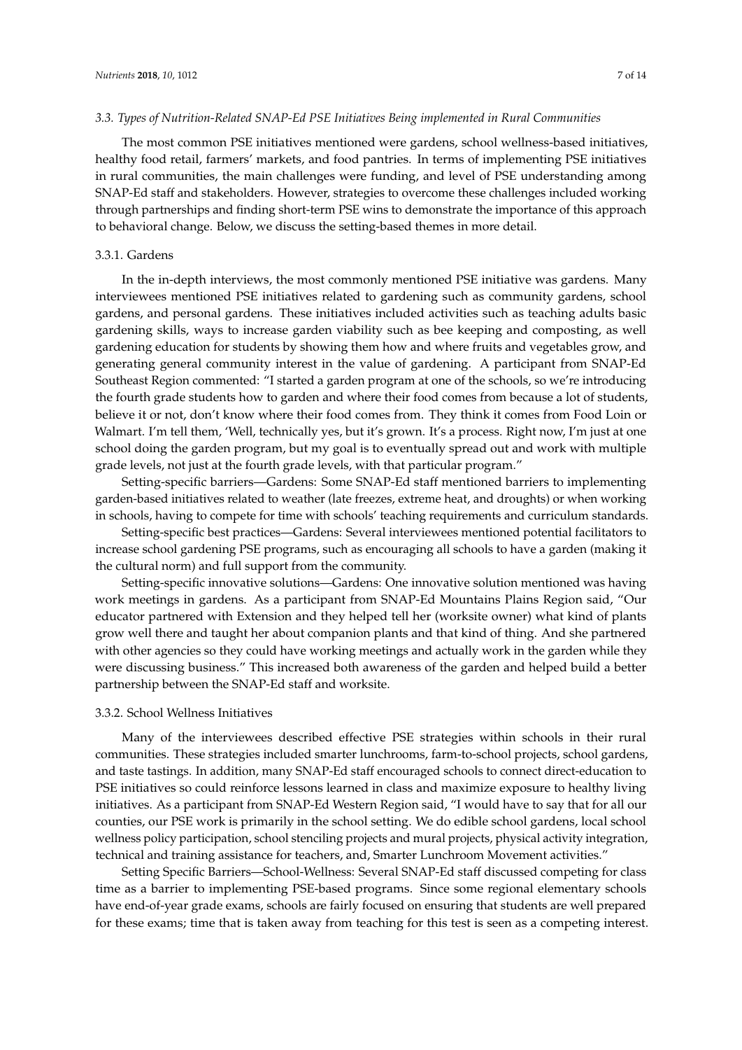### 3.3. Types of Nutrition-Related SNAP-Ed PSE Initiatives Being implemented in Rural Communities

The most common PSE initiatives mentioned were gardens, school wellness-based initiatives, healthy food retail, farmers' markets, and food pantries. In terms of implementing PSE initiatives in rural communities, the main challenges were funding, and level of PSE understanding among SNAP-Ed staff and stakeholders. However, strategies to overcome these challenges included working through partnerships and finding short-term PSE wins to demonstrate the importance of this approach to behavioral change. Below, we discuss the setting-based themes in more detail.

#### 3.3.1. Gardens

In the in-depth interviews, the most commonly mentioned PSE initiative was gardens. Many interviewees mentioned PSE initiatives related to gardening such as community gardens, school gardens, and personal gardens. These initiatives included activities such as teaching adults basic gardening skills, ways to increase garden viability such as bee keeping and composting, as well gardening education for students by showing them how and where fruits and vegetables grow, and generating general community interest in the value of gardening. A participant from SNAP-Ed Southeast Region commented: "I started a garden program at one of the schools, so we're introducing the fourth grade students how to garden and where their food comes from because a lot of students, believe it or not, don't know where their food comes from. They think it comes from Food Loin or Walmart. I'm tell them, 'Well, technically yes, but it's grown. It's a process. Right now, I'm just at one school doing the garden program, but my goal is to eventually spread out and work with multiple grade levels, not just at the fourth grade levels, with that particular program."

Setting-specific barriers—Gardens: Some SNAP-Ed staff mentioned barriers to implementing garden-based initiatives related to weather (late freezes, extreme heat, and droughts) or when working in schools, having to compete for time with schools' teaching requirements and curriculum standards.

Setting-specific best practices—Gardens: Several interviewees mentioned potential facilitators to increase school gardening PSE programs, such as encouraging all schools to have a garden (making it the cultural norm) and full support from the community.

Setting-specific innovative solutions—Gardens: One innovative solution mentioned was having work meetings in gardens. As a participant from SNAP-Ed Mountains Plains Region said, "Our educator partnered with Extension and they helped tell her (worksite owner) what kind of plants grow well there and taught her about companion plants and that kind of thing. And she partnered with other agencies so they could have working meetings and actually work in the garden while they were discussing business." This increased both awareness of the garden and helped build a better partnership between the SNAP-Ed staff and worksite.

#### 3.3.2. School Wellness Initiatives

Many of the interviewees described effective PSE strategies within schools in their rural communities. These strategies included smarter lunchrooms, farm-to-school projects, school gardens, and taste tastings. In addition, many SNAP-Ed staff encouraged schools to connect direct-education to PSE initiatives so could reinforce lessons learned in class and maximize exposure to healthy living initiatives. As a participant from SNAP-Ed Western Region said, "I would have to say that for all our counties, our PSE work is primarily in the school setting. We do edible school gardens, local school wellness policy participation, school stenciling projects and mural projects, physical activity integration, technical and training assistance for teachers, and, Smarter Lunchroom Movement activities."

Setting Specific Barriers—School-Wellness: Several SNAP-Ed staff discussed competing for class time as a barrier to implementing PSE-based programs. Since some regional elementary schools have end-of-year grade exams, schools are fairly focused on ensuring that students are well prepared for these exams; time that is taken away from teaching for this test is seen as a competing interest.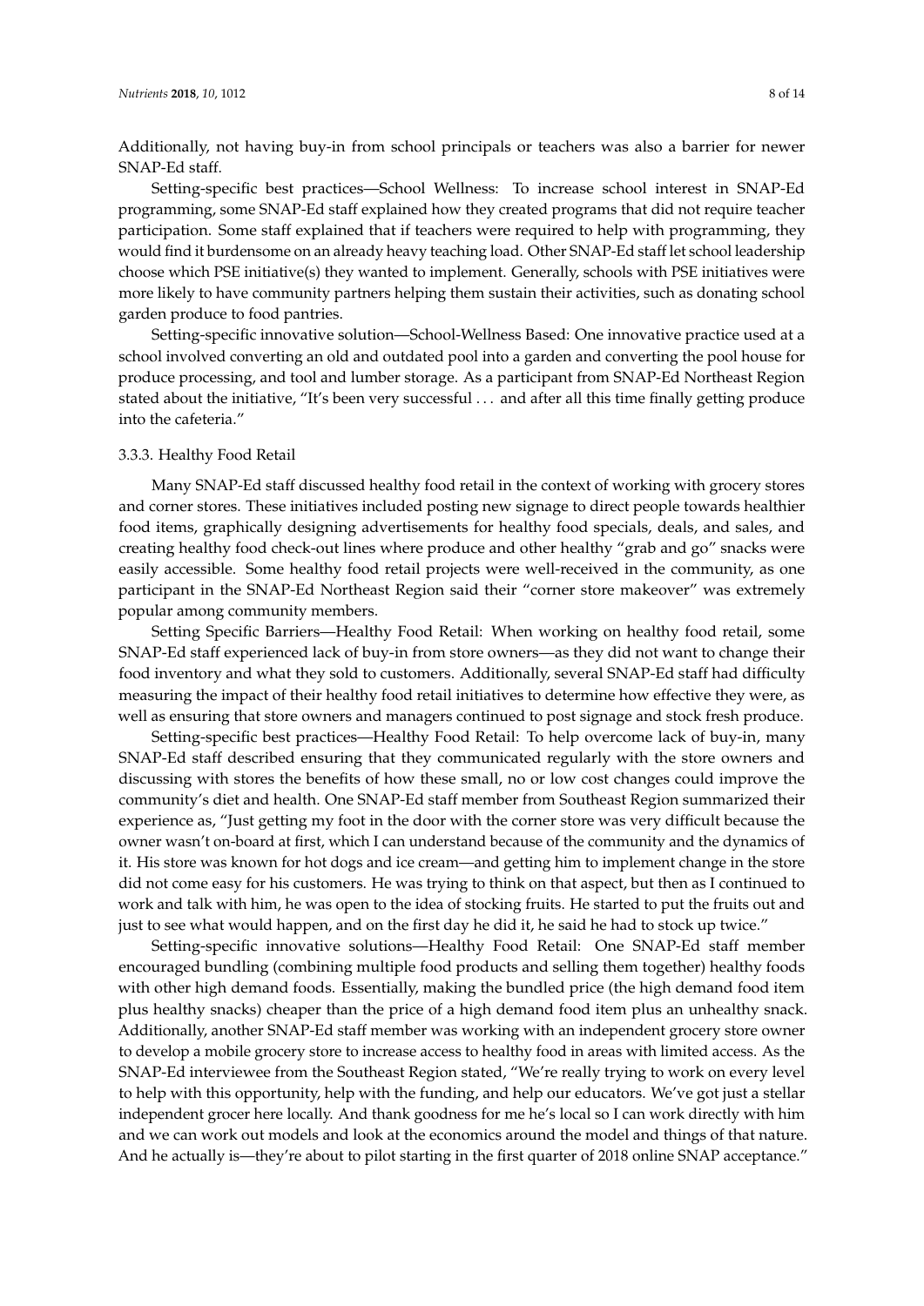Additionally, not having buy-in from school principals or teachers was also a barrier for newer SNAP-Ed staff.

Setting-specific best practices—School Wellness: To increase school interest in SNAP-Ed programming, some SNAP-Ed staff explained how they created programs that did not require teacher participation. Some staff explained that if teachers were required to help with programming, they would find it burdensome on an already heavy teaching load. Other SNAP-Ed staff let school leadership choose which PSE initiative(s) they wanted to implement. Generally, schools with PSE initiatives were more likely to have community partners helping them sustain their activities, such as donating school garden produce to food pantries.

Setting-specific innovative solution—School-Wellness Based: One innovative practice used at a school involved converting an old and outdated pool into a garden and converting the pool house for produce processing, and tool and lumber storage. As a participant from SNAP-Ed Northeast Region stated about the initiative, "It's been very successful . . . and after all this time finally getting produce into the cafeteria."

### 3.3.3. Healthy Food Retail

Many SNAP-Ed staff discussed healthy food retail in the context of working with grocery stores and corner stores. These initiatives included posting new signage to direct people towards healthier food items, graphically designing advertisements for healthy food specials, deals, and sales, and creating healthy food check-out lines where produce and other healthy "grab and go" snacks were easily accessible. Some healthy food retail projects were well-received in the community, as one participant in the SNAP-Ed Northeast Region said their "corner store makeover" was extremely popular among community members.

Setting Specific Barriers—Healthy Food Retail: When working on healthy food retail, some SNAP-Ed staff experienced lack of buy-in from store owners—as they did not want to change their food inventory and what they sold to customers. Additionally, several SNAP-Ed staff had difficulty measuring the impact of their healthy food retail initiatives to determine how effective they were, as well as ensuring that store owners and managers continued to post signage and stock fresh produce.

Setting-specific best practices—Healthy Food Retail: To help overcome lack of buy-in, many SNAP-Ed staff described ensuring that they communicated regularly with the store owners and discussing with stores the benefits of how these small, no or low cost changes could improve the community's diet and health. One SNAP-Ed staff member from Southeast Region summarized their experience as, "Just getting my foot in the door with the corner store was very difficult because the owner wasn't on-board at first, which I can understand because of the community and the dynamics of it. His store was known for hot dogs and ice cream—and getting him to implement change in the store did not come easy for his customers. He was trying to think on that aspect, but then as I continued to work and talk with him, he was open to the idea of stocking fruits. He started to put the fruits out and just to see what would happen, and on the first day he did it, he said he had to stock up twice."

Setting-specific innovative solutions—Healthy Food Retail: One SNAP-Ed staff member encouraged bundling (combining multiple food products and selling them together) healthy foods with other high demand foods. Essentially, making the bundled price (the high demand food item plus healthy snacks) cheaper than the price of a high demand food item plus an unhealthy snack. Additionally, another SNAP-Ed staff member was working with an independent grocery store owner to develop a mobile grocery store to increase access to healthy food in areas with limited access. As the SNAP-Ed interviewee from the Southeast Region stated, "We're really trying to work on every level to help with this opportunity, help with the funding, and help our educators. We've got just a stellar independent grocer here locally. And thank goodness for me he's local so I can work directly with him and we can work out models and look at the economics around the model and things of that nature. And he actually is—they're about to pilot starting in the first quarter of 2018 online SNAP acceptance."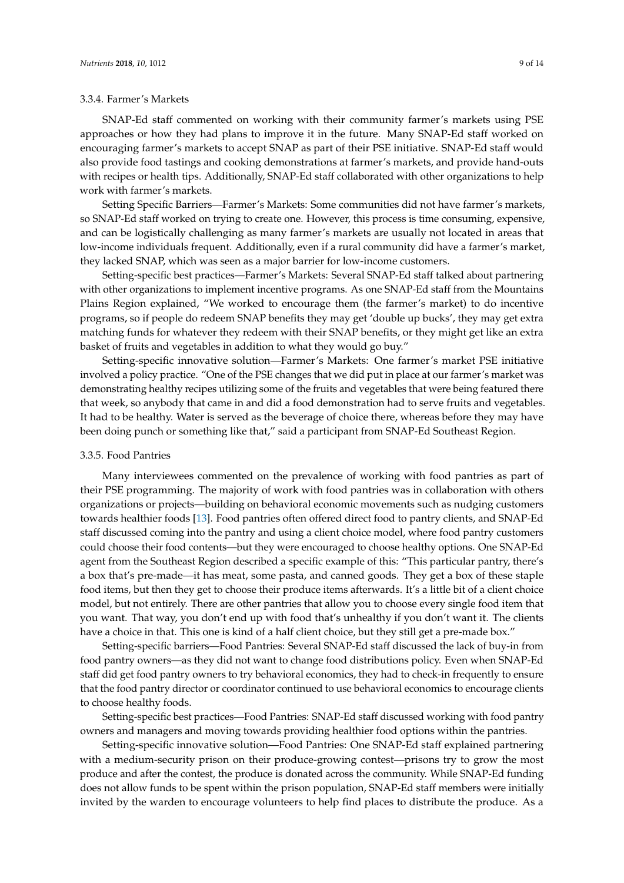### 3.3.4. Farmer's Markets

SNAP-Ed staff commented on working with their community farmer's markets using PSE approaches or how they had plans to improve it in the future. Many SNAP-Ed staff worked on encouraging farmer's markets to accept SNAP as part of their PSE initiative. SNAP-Ed staff would also provide food tastings and cooking demonstrations at farmer's markets, and provide hand-outs with recipes or health tips. Additionally, SNAP-Ed staff collaborated with other organizations to help work with farmer's markets.

Setting Specific Barriers—Farmer's Markets: Some communities did not have farmer's markets, so SNAP-Ed staff worked on trying to create one. However, this process is time consuming, expensive, and can be logistically challenging as many farmer's markets are usually not located in areas that low-income individuals frequent. Additionally, even if a rural community did have a farmer's market, they lacked SNAP, which was seen as a major barrier for low-income customers.

Setting-specific best practices—Farmer's Markets: Several SNAP-Ed staff talked about partnering with other organizations to implement incentive programs. As one SNAP-Ed staff from the Mountains Plains Region explained, "We worked to encourage them (the farmer's market) to do incentive programs, so if people do redeem SNAP benefits they may get 'double up bucks', they may get extra matching funds for whatever they redeem with their SNAP benefits, or they might get like an extra basket of fruits and vegetables in addition to what they would go buy."

Setting-specific innovative solution—Farmer's Markets: One farmer's market PSE initiative involved a policy practice. "One of the PSE changes that we did put in place at our farmer's market was demonstrating healthy recipes utilizing some of the fruits and vegetables that were being featured there that week, so anybody that came in and did a food demonstration had to serve fruits and vegetables. It had to be healthy. Water is served as the beverage of choice there, whereas before they may have been doing punch or something like that," said a participant from SNAP-Ed Southeast Region.

### 3.3.5. Food Pantries

Many interviewees commented on the prevalence of working with food pantries as part of their PSE programming. The majority of work with food pantries was in collaboration with others organizations or projects—building on behavioral economic movements such as nudging customers towards healthier foods [13]. Food pantries often offered direct food to pantry clients, and SNAP-Ed staff discussed coming into the pantry and using a client choice model, where food pantry customers could choose their food contents—but they were encouraged to choose healthy options. One SNAP-Ed agent from the Southeast Region described a specific example of this: "This particular pantry, there's a box that's pre-made—it has meat, some pasta, and canned goods. They get a box of these staple food items, but then they get to choose their produce items afterwards. It's a little bit of a client choice model, but not entirely. There are other pantries that allow you to choose every single food item that you want. That way, you don't end up with food that's unhealthy if you don't want it. The clients have a choice in that. This one is kind of a half client choice, but they still get a pre-made box."

Setting-specific barriers—Food Pantries: Several SNAP-Ed staff discussed the lack of buy-in from food pantry owners—as they did not want to change food distributions policy. Even when SNAP-Ed staff did get food pantry owners to try behavioral economics, they had to check-in frequently to ensure that the food pantry director or coordinator continued to use behavioral economics to encourage clients to choose healthy foods.

Setting-specific best practices—Food Pantries: SNAP-Ed staff discussed working with food pantry owners and managers and moving towards providing healthier food options within the pantries.

Setting-specific innovative solution—Food Pantries: One SNAP-Ed staff explained partnering with a medium-security prison on their produce-growing contest—prisons try to grow the most produce and after the contest, the produce is donated across the community. While SNAP-Ed funding does not allow funds to be spent within the prison population, SNAP-Ed staff members were initially invited by the warden to encourage volunteers to help find places to distribute the produce. As a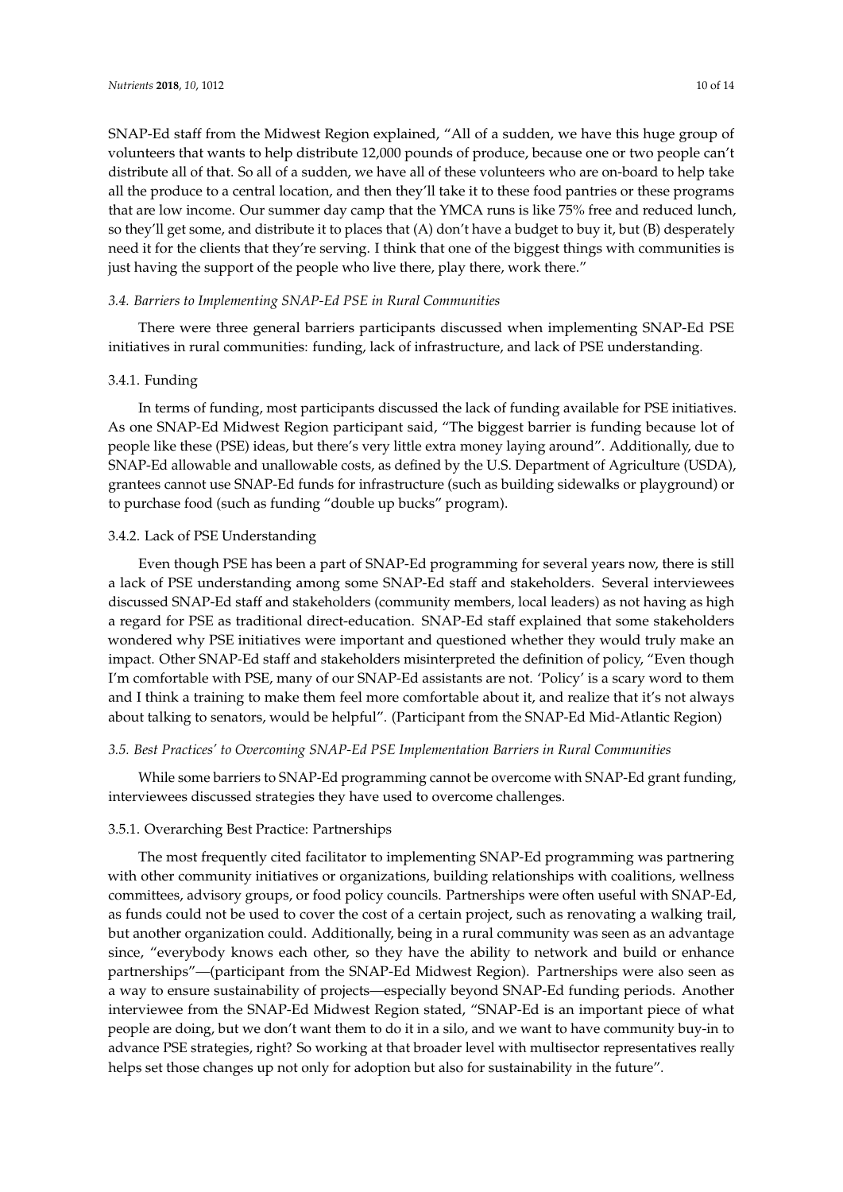SNAP-Ed staff from the Midwest Region explained, "All of a sudden, we have this huge group of volunteers that wants to help distribute 12,000 pounds of produce, because one or two people can't distribute all of that. So all of a sudden, we have all of these volunteers who are on-board to help take all the produce to a central location, and then they'll take it to these food pantries or these programs that are low income. Our summer day camp that the YMCA runs is like 75% free and reduced lunch, so they'll get some, and distribute it to places that (A) don't have a budget to buy it, but (B) desperately need it for the clients that they're serving. I think that one of the biggest things with communities is just having the support of the people who live there, play there, work there."

### *3.4. Barriers to Implementing SNAP-Ed PSE in Rural Communities*

There were three general barriers participants discussed when implementing SNAP-Ed PSE initiatives in rural communities: funding, lack of infrastructure, and lack of PSE understanding.

#### 3.4.1. Funding

In terms of funding, most participants discussed the lack of funding available for PSE initiatives. As one SNAP-Ed Midwest Region participant said, "The biggest barrier is funding because lot of people like these (PSE) ideas, but there's very little extra money laying around". Additionally, due to SNAP-Ed allowable and unallowable costs, as defined by the U.S. Department of Agriculture (USDA), grantees cannot use SNAP-Ed funds for infrastructure (such as building sidewalks or playground) or to purchase food (such as funding "double up bucks" program).

#### 3.4.2. Lack of PSE Understanding

Even though PSE has been a part of SNAP-Ed programming for several years now, there is still a lack of PSE understanding among some SNAP-Ed staff and stakeholders. Several interviewees discussed SNAP-Ed staff and stakeholders (community members, local leaders) as not having as high a regard for PSE as traditional direct-education. SNAP-Ed staff explained that some stakeholders wondered why PSE initiatives were important and questioned whether they would truly make an impact. Other SNAP-Ed staff and stakeholders misinterpreted the definition of policy, "Even though I'm comfortable with PSE, many of our SNAP-Ed assistants are not. 'Policy' is a scary word to them and I think a training to make them feel more comfortable about it, and realize that it's not always about talking to senators, would be helpful". (Participant from the SNAP-Ed Mid-Atlantic Region)

### *3.5. Best Practices' to Overcoming SNAP-Ed PSE Implementation Barriers in Rural Communities*

While some barriers to SNAP-Ed programming cannot be overcome with SNAP-Ed grant funding, interviewees discussed strategies they have used to overcome challenges.

#### 3.5.1. Overarching Best Practice: Partnerships

The most frequently cited facilitator to implementing SNAP-Ed programming was partnering with other community initiatives or organizations, building relationships with coalitions, wellness committees, advisory groups, or food policy councils. Partnerships were often useful with SNAP-Ed, as funds could not be used to cover the cost of a certain project, such as renovating a walking trail, but another organization could. Additionally, being in a rural community was seen as an advantage since, "everybody knows each other, so they have the ability to network and build or enhance partnerships"—(participant from the SNAP-Ed Midwest Region). Partnerships were also seen as a way to ensure sustainability of projects—especially beyond SNAP-Ed funding periods. Another interviewee from the SNAP-Ed Midwest Region stated, "SNAP-Ed is an important piece of what people are doing, but we don't want them to do it in a silo, and we want to have community buy-in to advance PSE strategies, right? So working at that broader level with multisector representatives really helps set those changes up not only for adoption but also for sustainability in the future".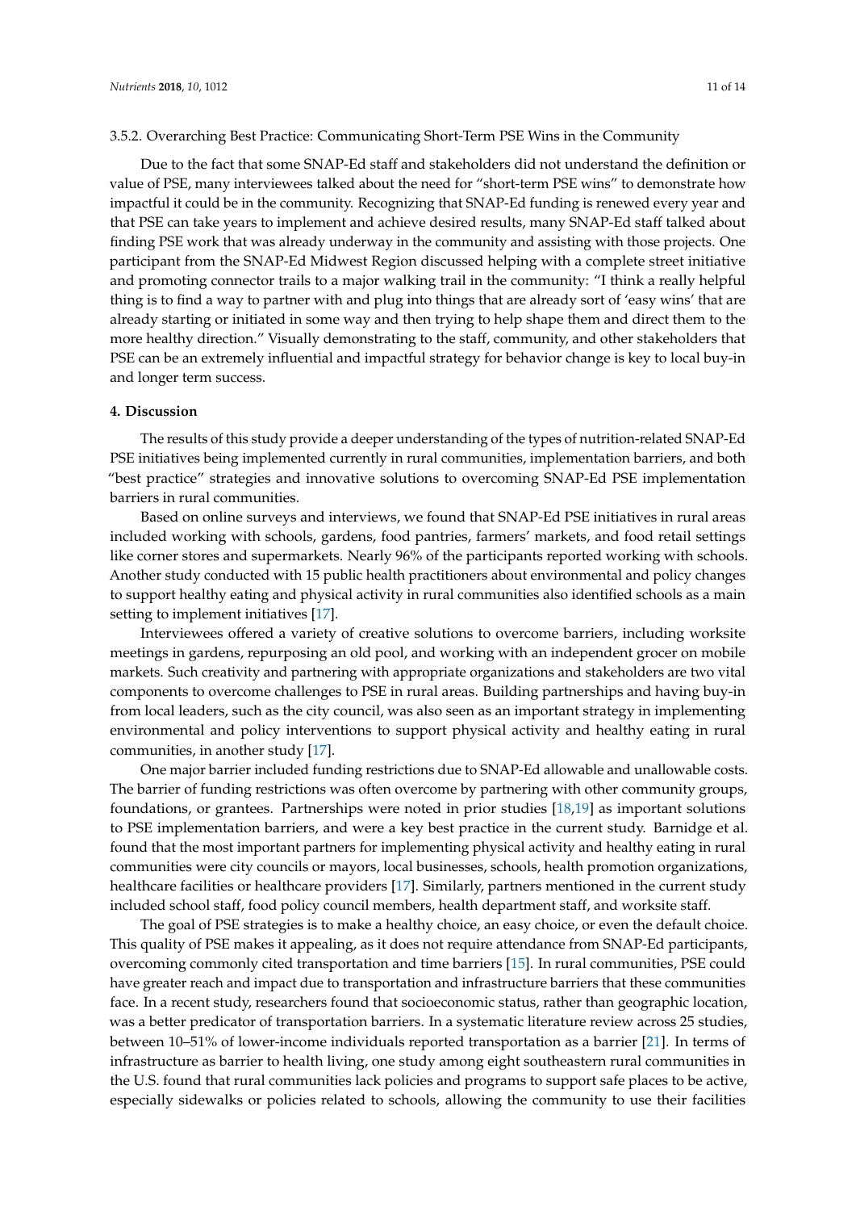#### 3.5.2. Overarching Best Practice: Communicating Short-Term PSE Wins in the Community

Due to the fact that some SNAP-Ed staff and stakeholders did not understand the definition or value of PSE, many interviewees talked about the need for "short-term PSE wins" to demonstrate how impactful it could be in the community. Recognizing that SNAP-Ed funding is renewed every year and that PSE can take years to implement and achieve desired results, many SNAP-Ed staff talked about finding PSE work that was already underway in the community and assisting with those projects. One participant from the SNAP-Ed Midwest Region discussed helping with a complete street initiative and promoting connector trails to a major walking trail in the community: "I think a really helpful thing is to find a way to partner with and plug into things that are already sort of 'easy wins' that are already starting or initiated in some way and then trying to help shape them and direct them to the more healthy direction." Visually demonstrating to the staff, community, and other stakeholders that PSE can be an extremely influential and impactful strategy for behavior change is key to local buy-in and longer term success.

## 4. Discussion

The results of this study provide a deeper understanding of the types of nutrition-related SNAP-Ed PSE initiatives being implemented currently in rural communities, implementation barriers, and both "best practice" strategies and innovative solutions to overcoming SNAP-Ed PSE implementation barriers in rural communities.

Based on online surveys and interviews, we found that SNAP-Ed PSE initiatives in rural areas included working with schools, gardens, food pantries, farmers' markets, and food retail settings like corner stores and supermarkets. Nearly 96% of the participants reported working with schools. Another study conducted with 15 public health practitioners about environmental and policy changes to support healthy eating and physical activity in rural communities also identified schools as a main setting to implement initiatives [17].

Interviewees offered a variety of creative solutions to overcome barriers, including worksite meetings in gardens, repurposing an old pool, and working with an independent grocer on mobile markets. Such creativity and partnering with appropriate organizations and stakeholders are two vital components to overcome challenges to PSE in rural areas. Building partnerships and having buy-in from local leaders, such as the city council, was also seen as an important strategy in implementing environmental and policy interventions to support physical activity and healthy eating in rural communities, in another study [17].

One major barrier included funding restrictions due to SNAP-Ed allowable and unallowable costs. The barrier of funding restrictions was often overcome by partnering with other community groups, foundations, or grantees. Partnerships were noted in prior studies [18,19] as important solutions to PSE implementation barriers, and were a key best practice in the current study. Barnidge et al. found that the most important partners for implementing physical activity and healthy eating in rural communities were city councils or mayors, local businesses, schools, health promotion organizations, healthcare facilities or healthcare providers [17]. Similarly, partners mentioned in the current study included school staff, food policy council members, health department staff, and worksite staff.

The goal of PSE strategies is to make a healthy choice, an easy choice, or even the default choice. This quality of PSE makes it appealing, as it does not require attendance from SNAP-Ed participants, overcoming commonly cited transportation and time barriers [15]. In rural communities, PSE could have greater reach and impact due to transportation and infrastructure barriers that these communities face. In a recent study, researchers found that socioeconomic status, rather than geographic location, was a better predictor of transportation barriers. In a systematic literature review across 25 studies, between 10–51% of lower-income individuals reported transportation as a barrier [21]. In terms of infrastructure as barrier to health living, one study among eight southeastern rural communities in the U.S. found that rural communities lack policies and programs to support safe places to be active, especially sidewalks or policies related to schools, allowing the community to use their facilities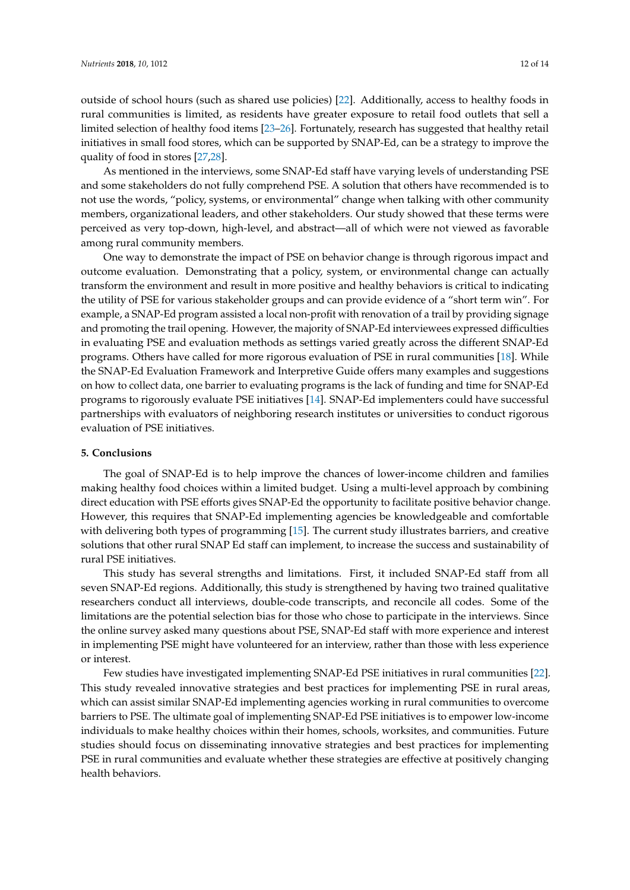outside of school hours (such as shared use policies) [22]. Additionally, access to healthy foods in rural communities is limited, as residents have greater exposure to retail food outlets that sell a limited selection of healthy food items [23–26]. Fortunately, research has suggested that healthy retail initiatives in small food stores, which can be supported by SNAP-Ed, can be a strategy to improve the quality of food in stores [27,28].

As mentioned in the interviews, some SNAP-Ed staff have varying levels of understanding PSE and some stakeholders do not fully comprehend PSE. A solution that others have recommended is to not use the words, "policy, systems, or environmental" change when talking with other community members, organizational leaders, and other stakeholders. Our study showed that these terms were perceived as very top-down, high-level, and abstract—all of which were not viewed as favorable among rural community members.

One way to demonstrate the impact of PSE on behavior change is through rigorous impact and outcome evaluation. Demonstrating that a policy, system, or environmental change can actually transform the environment and result in more positive and healthy behaviors is critical to indicating the utility of PSE for various stakeholder groups and can provide evidence of a "short term win". For example, a SNAP-Ed program assisted a local non-profit with renovation of a trail by providing signage and promoting the trail opening. However, the majority of SNAP-Ed interviewees expressed difficulties in evaluating PSE and evaluation methods as settings varied greatly across the different SNAP-Ed programs. Others have called for more rigorous evaluation of PSE in rural communities [18]. While the SNAP-Ed Evaluation Framework and Interpretive Guide offers many examples and suggestions on how to collect data, one barrier to evaluating programs is the lack of funding and time for SNAP-Ed programs to rigorously evaluate PSE initiatives [14]. SNAP-Ed implementers could have successful partnerships with evaluators of neighboring research institutes or universities to conduct rigorous evaluation of PSE initiatives.

## 5. Conclusions

The goal of SNAP-Ed is to help improve the chances of lower-income children and families making healthy food choices within a limited budget. Using a multi-level approach by combining direct education with PSE efforts gives SNAP-Ed the opportunity to facilitate positive behavior change. However, this requires that SNAP-Ed implementing agencies be knowledgeable and comfortable with delivering both types of programming [15]. The current study illustrates barriers, and creative solutions that other rural SNAP Ed staff can implement, to increase the success and sustainability of rural PSE initiatives.

This study has several strengths and limitations. First, it included SNAP-Ed staff from all seven SNAP-Ed regions. Additionally, this study is strengthened by having two trained qualitative researchers conduct all interviews, double-code transcripts, and reconcile all codes. Some of the limitations are the potential selection bias for those who chose to participate in the interviews. Since the online survey asked many questions about PSE, SNAP-Ed staff with more experience and interest in implementing PSE might have volunteered for an interview, rather than those with less experience or interest.

Few studies have investigated implementing SNAP-Ed PSE initiatives in rural communities [22]. This study revealed innovative strategies and best practices for implementing PSE in rural areas, which can assist similar SNAP-Ed implementing agencies working in rural communities to overcome barriers to PSE. The ultimate goal of implementing SNAP-Ed PSE initiatives is to empower low-income individuals to make healthy choices within their homes, schools, worksites, and communities. Future studies should focus on disseminating innovative strategies and best practices for implementing PSE in rural communities and evaluate whether these strategies are effective at positively changing health behaviors.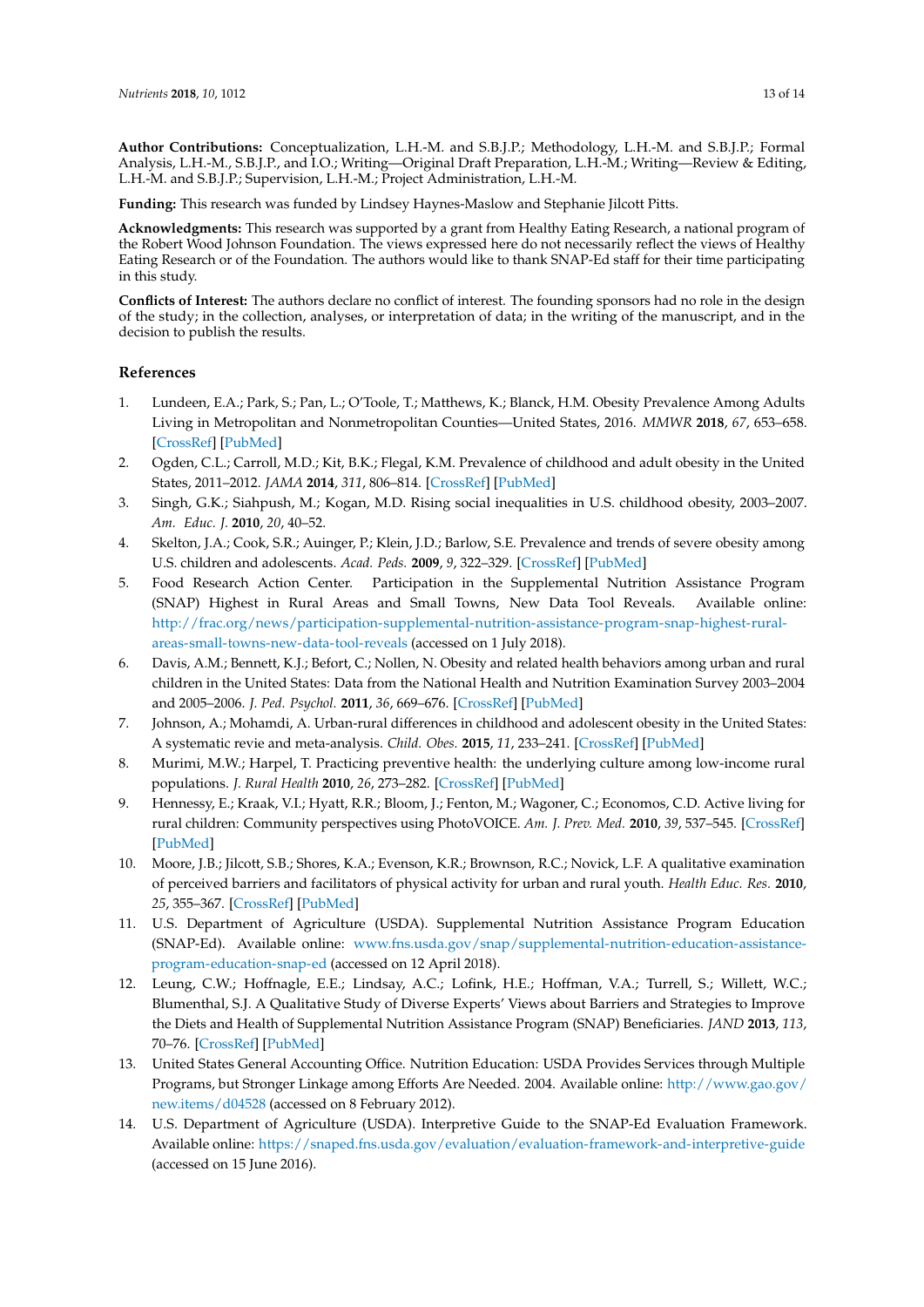**Author Contributions:** Conceptualization, L.H.-M. and S.B.J.P.; Methodology, L.H.-M. and S.B.J.P.; Formal Analysis, L.H.-M., S.B.J.P., and I.O.; Writing—Original Draft Preparation, L.H.-M.; Writing—Review & Editing, L.H.-M. and S.B.J.P.; Supervision, L.H.-M.; Project Administration, L.H.-M.

**Funding:** This research was funded by Lindsey Haynes-Maslow and Stephanie Jilcott Pitts.

**Acknowledgments:** This research was supported by a grant from Healthy Eating Research, a national program of the Robert Wood Johnson Foundation. The views expressed here do not necessarily reflect the views of Healthy Eating Research or of the Foundation. The authors would like to thank SNAP-Ed staff for their time participating in this study.

**Conflicts of Interest:** The authors declare no conflict of interest. The founding sponsors had no role in the design of the study; in the collection, analyses, or interpretation of data; in the writing of the manuscript, and in the decision to publish the results.

## References

1. Lundeen, E.A.; Park, S.; Pan, L.; O'Toole, T.; Matthews, K.; Blanck, H.M. Obesity Prevalence Among Adults Living in Metropolitan and Nonmetropolitan Counties—United States, 2016. *MMWR* **2018**, *67*, 653–658. [CrossRef] [PubMed]
2. Ogden, C.L.; Carroll, M.D.; Kit, B.K.; Flegal, K.M. Prevalence of childhood and adult obesity in the United States, 2011–2012. *JAMA* **2014**, *311*, 806–814. [CrossRef] [PubMed]
3. Singh, G.K.; Siahpush, M.; Kogan, M.D. Rising social inequalities in U.S. childhood obesity, 2003–2007. *Am. Educ. J.* **2010**, *20*, 40–52.
4. Skelton, J.A.; Cook, S.R.; Auinger, P.; Klein, J.D.; Barlow, S.E. Prevalence and trends of severe obesity among U.S. children and adolescents. *Acad. Peds.* **2009**, *9*, 322–329. [CrossRef] [PubMed]
5. Food Research Action Center. Participation in the Supplemental Nutrition Assistance Program (SNAP) Highest in Rural Areas and Small Towns, New Data Tool Reveals. Available online: http://frac.org/news/participation-supplemental-nutrition-assistance-program-snap-highest-rural-areas-small-towns-new-data-tool-reveals (accessed on 1 July 2018).
6. Davis, A.M.; Bennett, K.J.; Befort, C.; Nollen, N. Obesity and related health behaviors among urban and rural children in the United States: Data from the National Health and Nutrition Examination Survey 2003–2004 and 2005–2006. *J. Ped. Psychol.* **2011**, *36*, 669–676. [CrossRef] [PubMed]
7. Johnson, A.; Mohamdi, A. Urban-rural differences in childhood and adolescent obesity in the United States: A systematic revie and meta-analysis. *Child. Obes.* **2015**, *11*, 233–241. [CrossRef] [PubMed]
8. Murimi, M.W.; Harpel, T. Practicing preventive health: the underlying culture among low-income rural populations. *J. Rural Health* **2010**, *26*, 273–282. [CrossRef] [PubMed]
9. Hennessy, E.; Kraak, V.I.; Hyatt, R.R.; Bloom, J.; Fenton, M.; Wagoner, C.; Economos, C.D. Active living for rural children: Community perspectives using PhotoVOICE. *Am. J. Prev. Med.* **2010**, *39*, 537–545. [CrossRef] [PubMed]
10. Moore, J.B.; Jilcott, S.B.; Shores, K.A.; Evenson, K.R.; Brownson, R.C.; Novick, L.F. A qualitative examination of perceived barriers and facilitators of physical activity for urban and rural youth. *Health Educ. Res.* **2010**, *25*, 355–367. [CrossRef] [PubMed]
11. U.S. Department of Agriculture (USDA). Supplemental Nutrition Assistance Program Education (SNAP-Ed). Available online: www.fns.usda.gov/snap/supplemental-nutrition-education-assistance-program-education-snap-ed (accessed on 12 April 2018).
12. Leung, C.W.; Hoffnagle, E.E.; Lindsay, A.C.; Lofink, H.E.; Hoffman, V.A.; Turrell, S.; Willett, W.C.; Blumenthal, S.J. A Qualitative Study of Diverse Experts' Views about Barriers and Strategies to Improve the Diets and Health of Supplemental Nutrition Assistance Program (SNAP) Beneficiaries. *JAND* **2013**, *113*, 70–76. [CrossRef] [PubMed]
13. United States General Accounting Office. Nutrition Education: USDA Provides Services through Multiple Programs, but Stronger Linkage among Efforts Are Needed. 2004. Available online: http://www.gao.gov/new.items/d04528 (accessed on 8 February 2012).
14. U.S. Department of Agriculture (USDA). Interpretive Guide to the SNAP-Ed Evaluation Framework. Available online: https://snaped.fns.usda.gov/evaluation/evaluation-framework-and-interpretive-guide (accessed on 15 June 2016).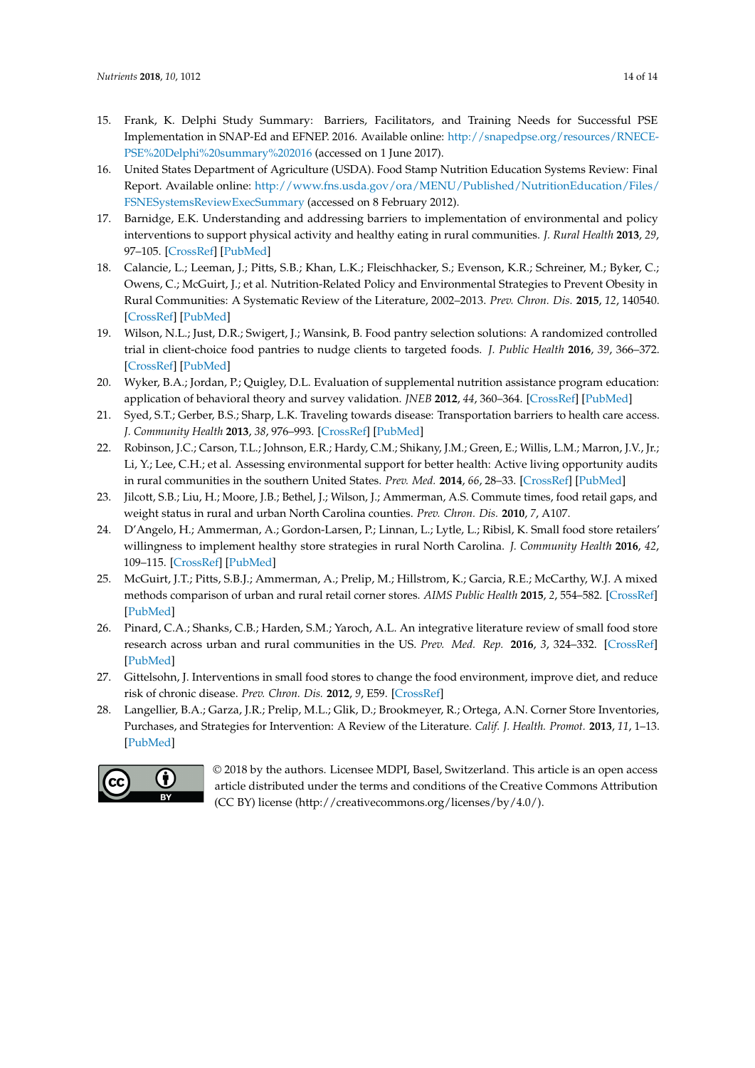15. Frank, K. Delphi Study Summary: Barriers, Facilitators, and Training Needs for Successful PSE Implementation in SNAP-Ed and EFNEP. 2016. Available online: http://snapedpse.org/resources/RNECE-PSE%20Delphi%20summary%202016 (accessed on 1 June 2017).
16. United States Department of Agriculture (USDA). Food Stamp Nutrition Education Systems Review: Final Report. Available online: http://www.fns.usda.gov/ora/MENU/Published/NutritionEducation/Files/FSNESystemsReviewExecSummary (accessed on 8 February 2012).
17. Barnidge, E.K. Understanding and addressing barriers to implementation of environmental and policy interventions to support physical activity and healthy eating in rural communities. *J. Rural Health* **2013**, *29*, 97–105. [CrossRef] [PubMed]
18. Calancie, L.; Leeman, J.; Pitts, S.B.; Khan, L.K.; Fleischhacker, S.; Evenson, K.R.; Schreiner, M.; Byker, C.; Owens, C.; McGuirt, J.; et al. Nutrition-Related Policy and Environmental Strategies to Prevent Obesity in Rural Communities: A Systematic Review of the Literature, 2002–2013. *Prev. Chron. Dis.* **2015**, *12*, 140540. [CrossRef] [PubMed]
19. Wilson, N.L.; Just, D.R.; Swigert, J.; Wansink, B. Food pantry selection solutions: A randomized controlled trial in client-choice food pantries to nudge clients to targeted foods. *J. Public Health* **2016**, *39*, 366–372. [CrossRef] [PubMed]
20. Wyker, B.A.; Jordan, P.; Quigley, D.L. Evaluation of supplemental nutrition assistance program education: application of behavioral theory and survey validation. *JNEB* **2012**, *44*, 360–364. [CrossRef] [PubMed]
21. Syed, S.T.; Gerber, B.S.; Sharp, L.K. Traveling towards disease: Transportation barriers to health care access. *J. Community Health* **2013**, *38*, 976–993. [CrossRef] [PubMed]
22. Robinson, J.C.; Carson, T.L.; Johnson, E.R.; Hardy, C.M.; Shikany, J.M.; Green, E.; Willis, L.M.; Marron, J.V., Jr.; Li, Y.; Lee, C.H.; et al. Assessing environmental support for better health: Active living opportunity audits in rural communities in the southern United States. *Prev. Med.* **2014**, *66*, 28–33. [CrossRef] [PubMed]
23. Jilcott, S.B.; Liu, H.; Moore, J.B.; Bethel, J.; Wilson, J.; Ammerman, A.S. Commute times, food retail gaps, and weight status in rural and urban North Carolina counties. *Prev. Chron. Dis.* **2010**, *7*, A107.
24. D'Angelo, H.; Ammerman, A.; Gordon-Larsen, P.; Linnan, L.; Lytle, L.; Ribisl, K. Small food store retailers' willingness to implement healthy store strategies in rural North Carolina. *J. Community Health* **2016**, *42*, 109–115. [CrossRef] [PubMed]
25. McGuirt, J.T.; Pitts, S.B.J.; Ammerman, A.; Prelip, M.; Hillstrom, K.; Garcia, R.E.; McCarthy, W.J. A mixed methods comparison of urban and rural retail corner stores. *AIMS Public Health* **2015**, *2*, 554–582. [CrossRef] [PubMed]
26. Pinard, C.A.; Shanks, C.B.; Harden, S.M.; Yaroch, A.L. An integrative literature review of small food store research across urban and rural communities in the US. *Prev. Med. Rep.* **2016**, *3*, 324–332. [CrossRef] [PubMed]
27. Gittelsohn, J. Interventions in small food stores to change the food environment, improve diet, and reduce risk of chronic disease. *Prev. Chron. Dis.* **2012**, *9*, E59. [CrossRef]
28. Langellier, B.A.; Garza, J.R.; Prelip, M.L.; Glik, D.; Brookmeyer, R.; Ortega, A.N. Corner Store Inventories, Purchases, and Strategies for Intervention: A Review of the Literature. *Calif. J. Health. Promot.* **2013**, *11*, 1–13. [PubMed]

© 2018 by the authors. Licensee MDPI, Basel, Switzerland. This article is an open access article distributed under the terms and conditions of the Creative Commons Attribution (CC BY) license (http://creativecommons.org/licenses/by/4.0/).